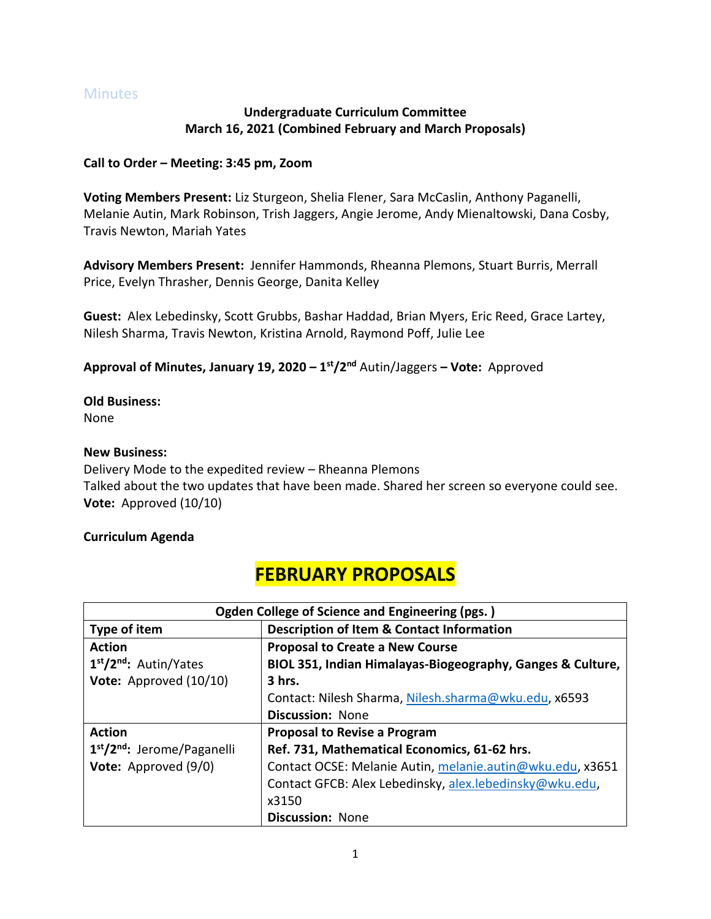Minutes

**Undergraduate Curriculum Committee**
**March 16, 2021 (Combined February and March Proposals)**

**Call to Order – Meeting: 3:45 pm, Zoom**

**Voting Members Present:** Liz Sturgeon, Shelia Flener, Sara McCaslin, Anthony Paganelli, Melanie Autin, Mark Robinson, Trish Jaggers, Angie Jerome, Andy Mienaltowski, Dana Cosby, Travis Newton, Mariah Yates

**Advisory Members Present:** Jennifer Hammonds, Rheanna Plemons, Stuart Burris, Merrall Price, Evelyn Thrasher, Dennis George, Danita Kelley

**Guest:** Alex Lebedinsky, Scott Grubbs, Bashar Haddad, Brian Myers, Eric Reed, Grace Lartey, Nilesh Sharma, Travis Newton, Kristina Arnold, Raymond Poff, Julie Lee

**Approval of Minutes, January 19, 2020 – 1st/2nd** Autin/Jaggers **– Vote:** Approved

**Old Business:**
None

**New Business:**
Delivery Mode to the expedited review – Rheanna Plemons
Talked about the two updates that have been made. Shared her screen so everyone could see.
**Vote:** Approved (10/10)

**Curriculum Agenda**

# FEBRUARY PROPOSALS

| Ogden College of Science and Engineering (pgs. ) | |
|---|---|
| **Type of item** | **Description of Item & Contact Information** |
| **Action**<br>**1st/2nd:** Autin/Yates<br>**Vote:** Approved (10/10) | **Proposal to Create a New Course**<br>**BIOL 351, Indian Himalayas-Biogeography, Ganges & Culture, 3 hrs.**<br>Contact: Nilesh Sharma, Nilesh.sharma@wku.edu, x6593<br>**Discussion:** None |
| **Action**<br>**1st/2nd:** Jerome/Paganelli<br>**Vote:** Approved (9/0) | **Proposal to Revise a Program**<br>**Ref. 731, Mathematical Economics, 61-62 hrs.**<br>Contact OCSE: Melanie Autin, melanie.autin@wku.edu, x3651<br>Contact GFCB: Alex Lebedinsky, alex.lebedinsky@wku.edu, x3150<br>**Discussion:** None |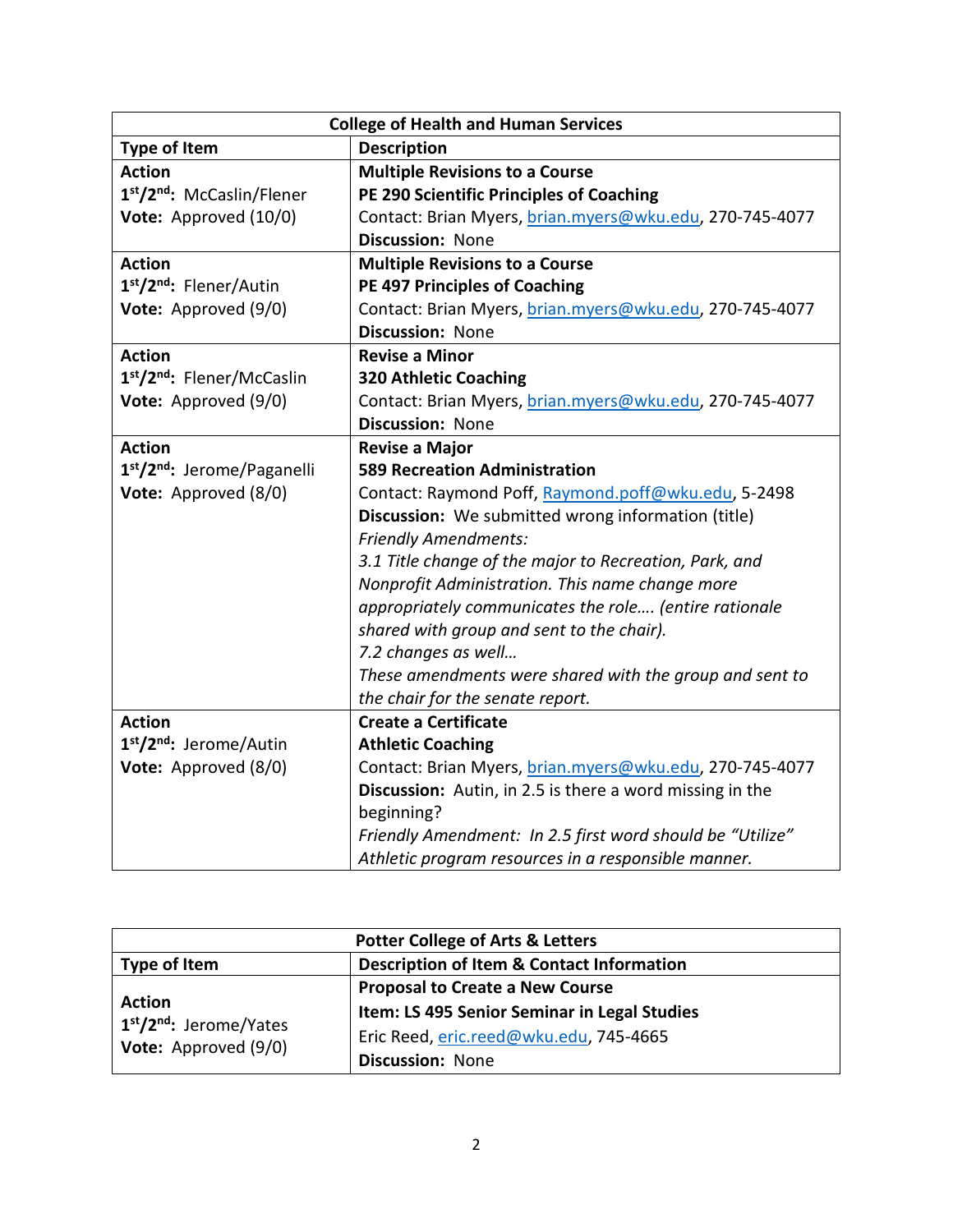| College of Health and Human Services | |
|---|---|
| **Type of Item** | **Description** |
| **Action**<br>**1st/2nd:** McCaslin/Flener<br>**Vote:** Approved (10/0) | **Multiple Revisions to a Course**<br>**PE 290 Scientific Principles of Coaching**<br>Contact: Brian Myers, brian.myers@wku.edu, 270-745-4077<br>**Discussion:** None |
| **Action**<br>**1st/2nd:** Flener/Autin<br>**Vote:** Approved (9/0) | **Multiple Revisions to a Course**<br>**PE 497 Principles of Coaching**<br>Contact: Brian Myers, brian.myers@wku.edu, 270-745-4077<br>**Discussion:** None |
| **Action**<br>**1st/2nd:** Flener/McCaslin<br>**Vote:** Approved (9/0) | **Revise a Minor**<br>**320 Athletic Coaching**<br>Contact: Brian Myers, brian.myers@wku.edu, 270-745-4077<br>**Discussion:** None |
| **Action**<br>**1st/2nd:** Jerome/Paganelli<br>**Vote:** Approved (8/0) | **Revise a Major**<br>**589 Recreation Administration**<br>Contact: Raymond Poff, Raymond.poff@wku.edu, 5-2498<br>**Discussion:** We submitted wrong information (title)<br>*Friendly Amendments:*<br>*3.1 Title change of the major to Recreation, Park, and Nonprofit Administration. This name change more appropriately communicates the role…. (entire rationale shared with group and sent to the chair).*<br>*7.2 changes as well…*<br>*These amendments were shared with the group and sent to the chair for the senate report.* |
| **Action**<br>**1st/2nd:** Jerome/Autin<br>**Vote:** Approved (8/0) | **Create a Certificate**<br>**Athletic Coaching**<br>Contact: Brian Myers, brian.myers@wku.edu, 270-745-4077<br>**Discussion:** Autin, in 2.5 is there a word missing in the beginning?<br>*Friendly Amendment: In 2.5 first word should be "Utilize" Athletic program resources in a responsible manner.* |

| Potter College of Arts & Letters | |
|---|---|
| **Type of Item** | **Description of Item & Contact Information** |
| **Action**<br>**1st/2nd:** Jerome/Yates<br>**Vote:** Approved (9/0) | **Proposal to Create a New Course**<br>**Item: LS 495 Senior Seminar in Legal Studies**<br>Eric Reed, eric.reed@wku.edu, 745-4665<br>**Discussion:** None |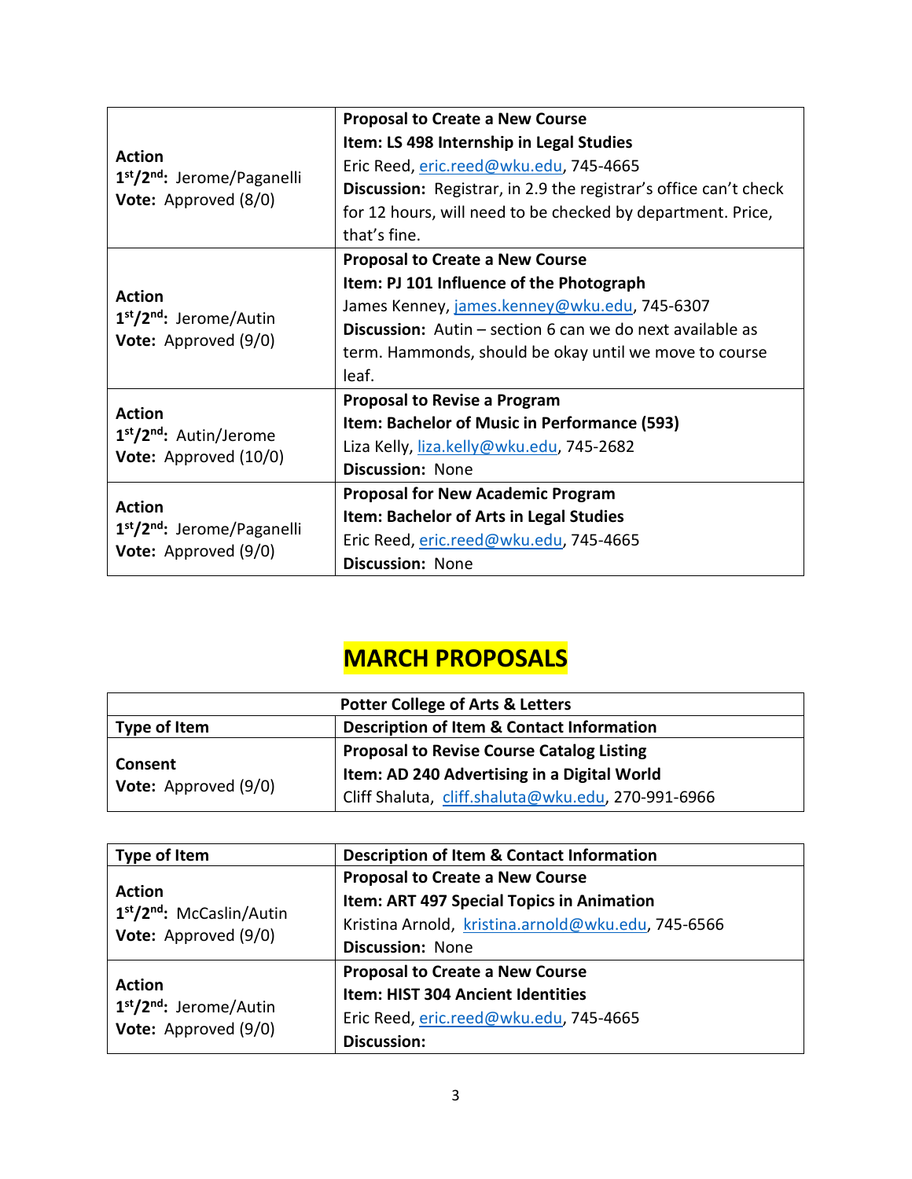| | |
|---|---|
| **Action**<br>**1st/2nd:** Jerome/Paganelli<br>**Vote:** Approved (8/0) | **Proposal to Create a New Course**<br>**Item: LS 498 Internship in Legal Studies**<br>Eric Reed, eric.reed@wku.edu, 745-4665<br>**Discussion:** Registrar, in 2.9 the registrar's office can't check for 12 hours, will need to be checked by department. Price, that's fine. |
| **Action**<br>**1st/2nd:** Jerome/Autin<br>**Vote:** Approved (9/0) | **Proposal to Create a New Course**<br>**Item: PJ 101 Influence of the Photograph**<br>James Kenney, james.kenney@wku.edu, 745-6307<br>**Discussion:** Autin – section 6 can we do next available as term. Hammonds, should be okay until we move to course leaf. |
| **Action**<br>**1st/2nd:** Autin/Jerome<br>**Vote:** Approved (10/0) | **Proposal to Revise a Program**<br>**Item: Bachelor of Music in Performance (593)**<br>Liza Kelly, liza.kelly@wku.edu, 745-2682<br>**Discussion:** None |
| **Action**<br>**1st/2nd:** Jerome/Paganelli<br>**Vote:** Approved (9/0) | **Proposal for New Academic Program**<br>**Item: Bachelor of Arts in Legal Studies**<br>Eric Reed, eric.reed@wku.edu, 745-4665<br>**Discussion:** None |

# MARCH PROPOSALS

| Potter College of Arts & Letters | |
|---|---|
| **Type of Item** | **Description of Item & Contact Information** |
| **Consent**<br>**Vote:** Approved (9/0) | **Proposal to Revise Course Catalog Listing**<br>**Item: AD 240 Advertising in a Digital World**<br>Cliff Shaluta, cliff.shaluta@wku.edu, 270-991-6966 |

| Type of Item | Description of Item & Contact Information |
|---|---|
| **Action**<br>**1st/2nd:** McCaslin/Autin<br>**Vote:** Approved (9/0) | **Proposal to Create a New Course**<br>**Item: ART 497 Special Topics in Animation**<br>Kristina Arnold, kristina.arnold@wku.edu, 745-6566<br>**Discussion:** None |
| **Action**<br>**1st/2nd:** Jerome/Autin<br>**Vote:** Approved (9/0) | **Proposal to Create a New Course**<br>**Item: HIST 304 Ancient Identities**<br>Eric Reed, eric.reed@wku.edu, 745-4665<br>**Discussion:** |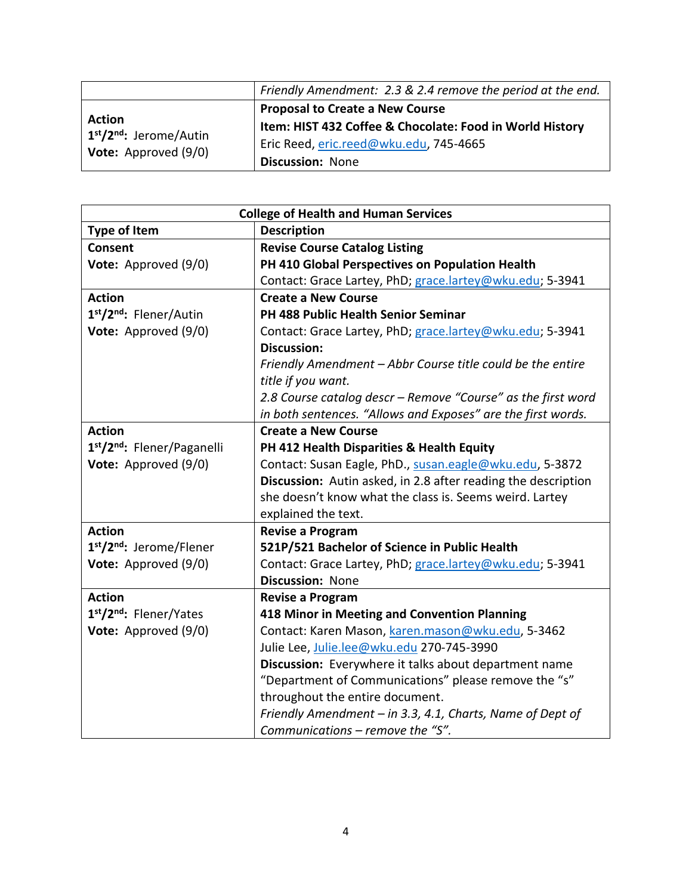| | |
|---|---|
| | *Friendly Amendment: 2.3 & 2.4 remove the period at the end.* |
| **Action**<br>**1st/2nd:** Jerome/Autin<br>**Vote:** Approved (9/0) | **Proposal to Create a New Course**<br>**Item: HIST 432 Coffee & Chocolate: Food in World History**<br>Eric Reed, eric.reed@wku.edu, 745-4665<br>**Discussion:** None |

| College of Health and Human Services | |
|---|---|
| **Type of Item** | **Description** |
| **Consent**<br>**Vote:** Approved (9/0) | **Revise Course Catalog Listing**<br>**PH 410 Global Perspectives on Population Health**<br>Contact: Grace Lartey, PhD; grace.lartey@wku.edu; 5-3941 |
| **Action**<br>**1st/2nd:** Flener/Autin<br>**Vote:** Approved (9/0) | **Create a New Course**<br>**PH 488 Public Health Senior Seminar**<br>Contact: Grace Lartey, PhD; grace.lartey@wku.edu; 5-3941<br>**Discussion:**<br>*Friendly Amendment – Abbr Course title could be the entire title if you want.*<br>*2.8 Course catalog descr – Remove "Course" as the first word in both sentences. "Allows and Exposes" are the first words.* |
| **Action**<br>**1st/2nd:** Flener/Paganelli<br>**Vote:** Approved (9/0) | **Create a New Course**<br>**PH 412 Health Disparities & Health Equity**<br>Contact: Susan Eagle, PhD., susan.eagle@wku.edu, 5-3872<br>**Discussion:** Autin asked, in 2.8 after reading the description she doesn't know what the class is. Seems weird. Lartey explained the text. |
| **Action**<br>**1st/2nd:** Jerome/Flener<br>**Vote:** Approved (9/0) | **Revise a Program**<br>**521P/521 Bachelor of Science in Public Health**<br>Contact: Grace Lartey, PhD; grace.lartey@wku.edu; 5-3941<br>**Discussion:** None |
| **Action**<br>**1st/2nd:** Flener/Yates<br>**Vote:** Approved (9/0) | **Revise a Program**<br>**418 Minor in Meeting and Convention Planning**<br>Contact: Karen Mason, karen.mason@wku.edu, 5-3462<br>Julie Lee, Julie.lee@wku.edu 270-745-3990<br>**Discussion:** Everywhere it talks about department name "Department of Communications" please remove the "s" throughout the entire document.<br>*Friendly Amendment – in 3.3, 4.1, Charts, Name of Dept of Communications – remove the "S".* |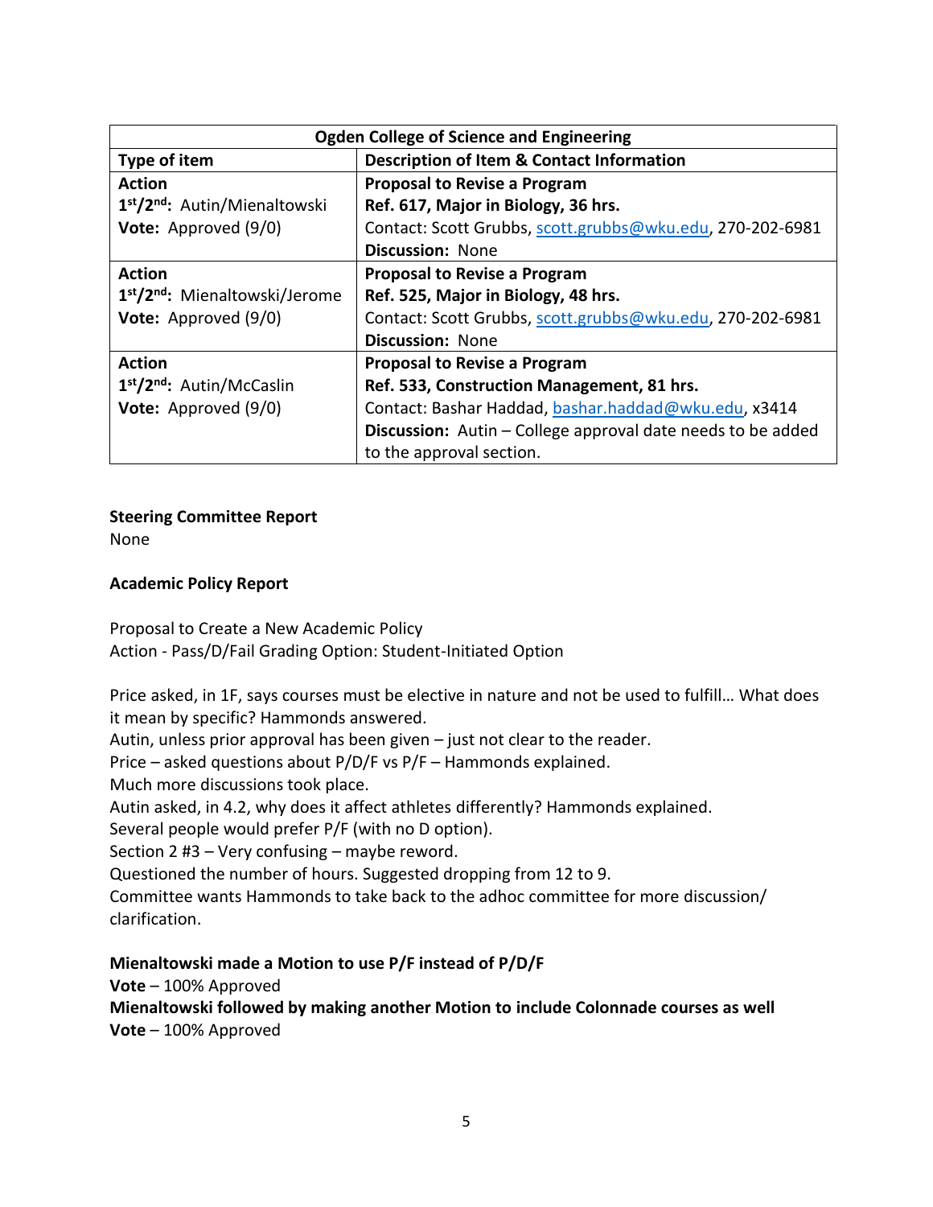| Ogden College of Science and Engineering | |
|---|---|
| **Type of item** | **Description of Item & Contact Information** |
| **Action**<br>**1st/2nd:** Autin/Mienaltowski<br>**Vote:** Approved (9/0) | **Proposal to Revise a Program**<br>**Ref. 617, Major in Biology, 36 hrs.**<br>Contact: Scott Grubbs, scott.grubbs@wku.edu, 270-202-6981<br>**Discussion:** None |
| **Action**<br>**1st/2nd:** Mienaltowski/Jerome<br>**Vote:** Approved (9/0) | **Proposal to Revise a Program**<br>**Ref. 525, Major in Biology, 48 hrs.**<br>Contact: Scott Grubbs, scott.grubbs@wku.edu, 270-202-6981<br>**Discussion:** None |
| **Action**<br>**1st/2nd:** Autin/McCaslin<br>**Vote:** Approved (9/0) | **Proposal to Revise a Program**<br>**Ref. 533, Construction Management, 81 hrs.**<br>Contact: Bashar Haddad, bashar.haddad@wku.edu, x3414<br>**Discussion:** Autin – College approval date needs to be added to the approval section. |

**Steering Committee Report**
None

**Academic Policy Report**

Proposal to Create a New Academic Policy
Action - Pass/D/Fail Grading Option: Student-Initiated Option

Price asked, in 1F, says courses must be elective in nature and not be used to fulfill… What does it mean by specific? Hammonds answered.
Autin, unless prior approval has been given – just not clear to the reader.
Price – asked questions about P/D/F vs P/F – Hammonds explained.
Much more discussions took place.
Autin asked, in 4.2, why does it affect athletes differently? Hammonds explained.
Several people would prefer P/F (with no D option).
Section 2 #3 – Very confusing – maybe reword.
Questioned the number of hours. Suggested dropping from 12 to 9.
Committee wants Hammonds to take back to the adhoc committee for more discussion/ clarification.

**Mienaltowski made a Motion to use P/F instead of P/D/F**
**Vote** – 100% Approved
**Mienaltowski followed by making another Motion to include Colonnade courses as well**
**Vote** – 100% Approved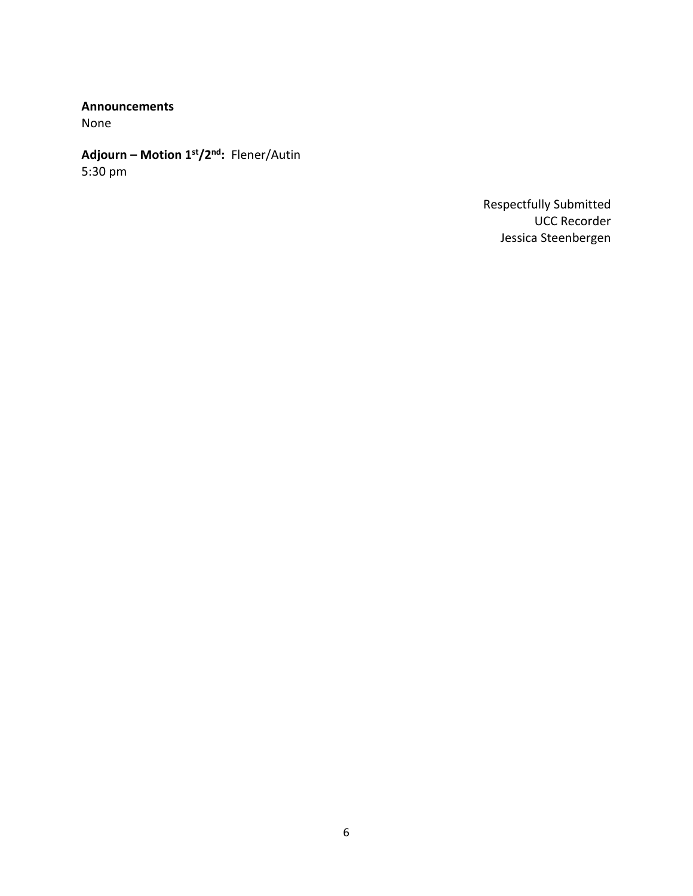**Announcements**
None

**Adjourn – Motion 1st/2nd:** Flener/Autin
5:30 pm

Respectfully Submitted
UCC Recorder
Jessica Steenbergen